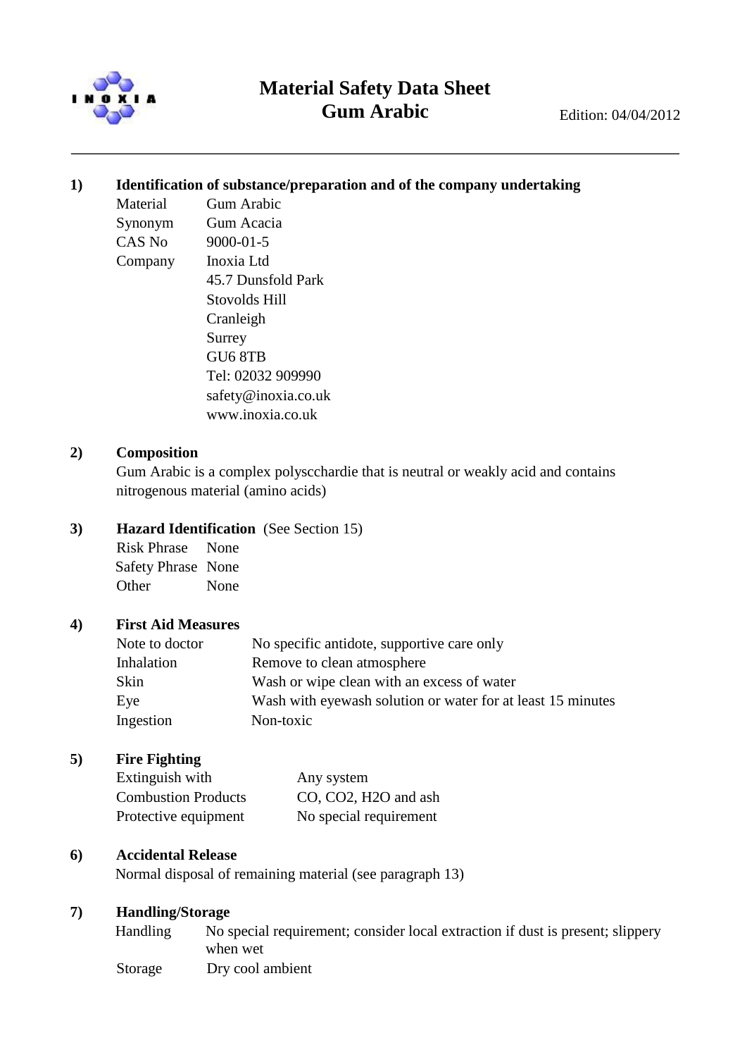# Material Safety Data Sheet
## Gum Arabic

Edition: 04/04/2012

---

### 1) Identification of substance/preparation and of the company undertaking

| | |
|---|---|
| Material | Gum Arabic |
| Synonym | Gum Acacia |
| CAS No | 9000-01-5 |
| Company | Inoxia Ltd<br>45.7 Dunsfold Park<br>Stovolds Hill<br>Cranleigh<br>Surrey<br>GU6 8TB<br>Tel: 02032 909990<br>safety@inoxia.co.uk<br>www.inoxia.co.uk |

### 2) Composition

Gum Arabic is a complex polyscchardie that is neutral or weakly acid and contains nitrogenous material (amino acids)

### 3) Hazard Identification (See Section 15)

| | |
|---|---|
| Risk Phrase | None |
| Safety Phrase | None |
| Other | None |

### 4) First Aid Measures

| | |
|---|---|
| Note to doctor | No specific antidote, supportive care only |
| Inhalation | Remove to clean atmosphere |
| Skin | Wash or wipe clean with an excess of water |
| Eye | Wash with eyewash solution or water for at least 15 minutes |
| Ingestion | Non-toxic |

### 5) Fire Fighting

| | |
|---|---|
| Extinguish with | Any system |
| Combustion Products | CO, $CO_2$, $H_2O$ and ash |
| Protective equipment | No special requirement |

### 6) Accidental Release

Normal disposal of remaining material (see paragraph 13)

### 7) Handling/Storage

| | |
|---|---|
| Handling | No special requirement; consider local extraction if dust is present; slippery when wet |
| Storage | Dry cool ambient |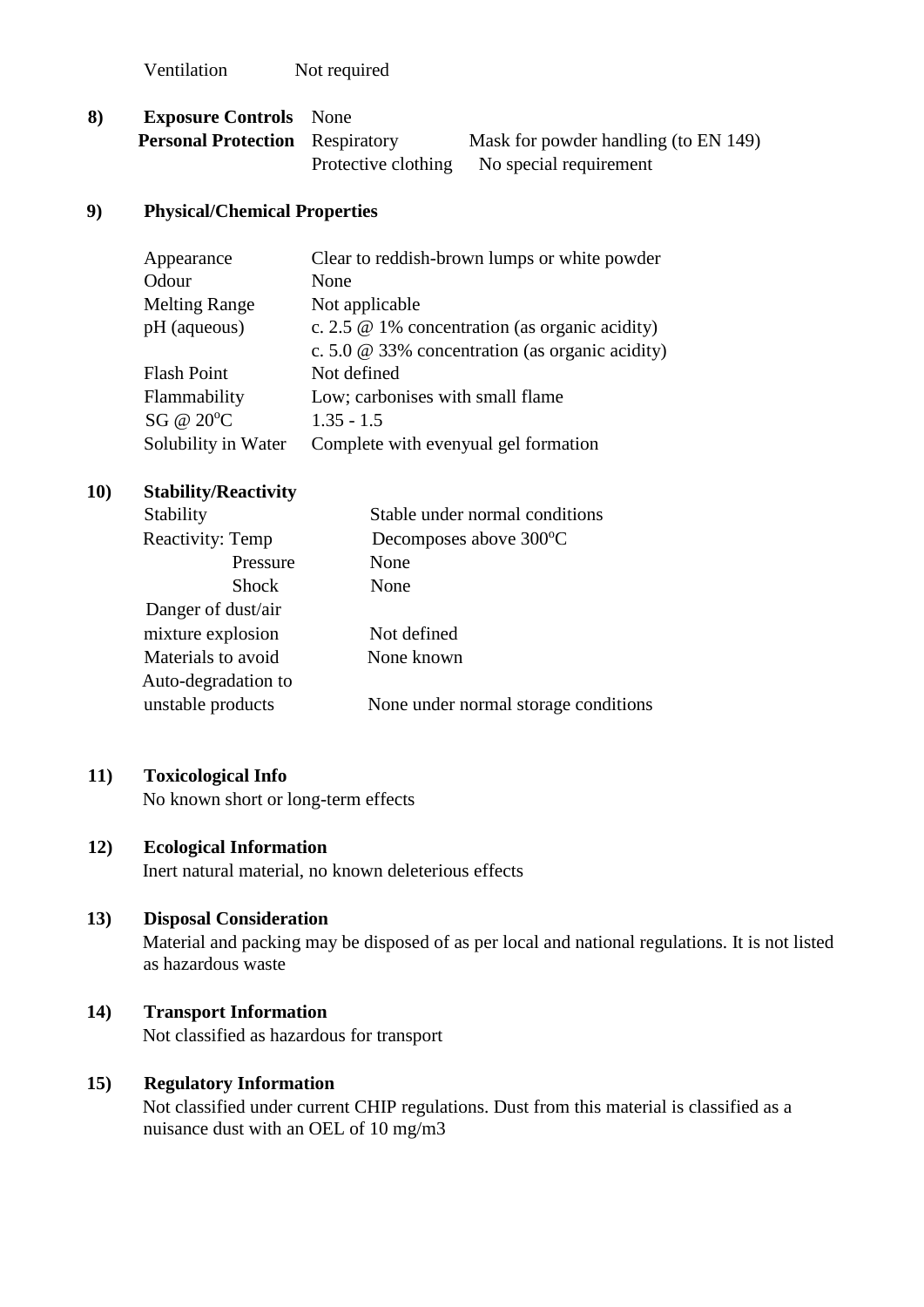| | |
|---|---|
| Ventilation | Not required |

**8) Exposure Controls** None

| **Personal Protection** | | |
|---|---|---|
| | Respiratory | Mask for powder handling (to EN 149) |
| | Protective clothing | No special requirement |

**9) Physical/Chemical Properties**

| | |
|---|---|
| Appearance | Clear to reddish-brown lumps or white powder |
| Odour | None |
| Melting Range | Not applicable |
| pH (aqueous) | c. 2.5 @ 1% concentration (as organic acidity) |
| | c. 5.0 @ 33% concentration (as organic acidity) |
| Flash Point | Not defined |
| Flammability | Low; carbonises with small flame |
| SG @ 20$^o$C | 1.35 - 1.5 |
| Solubility in Water | Complete with evenyual gel formation |

**10) Stability/Reactivity**

| | |
|---|---|
| Stability | Stable under normal conditions |
| Reactivity: Temp | Decomposes above 300$^o$C |
| Pressure | None |
| Shock | None |
| Danger of dust/air mixture explosion | Not defined |
| Materials to avoid | None known |
| Auto-degradation to unstable products | None under normal storage conditions |

**11) Toxicological Info**

No known short or long-term effects

**12) Ecological Information**

Inert natural material, no known deleterious effects

**13) Disposal Consideration**

Material and packing may be disposed of as per local and national regulations. It is not listed as hazardous waste

**14) Transport Information**

Not classified as hazardous for transport

**15) Regulatory Information**

Not classified under current CHIP regulations. Dust from this material is classified as a nuisance dust with an OEL of 10 mg/m3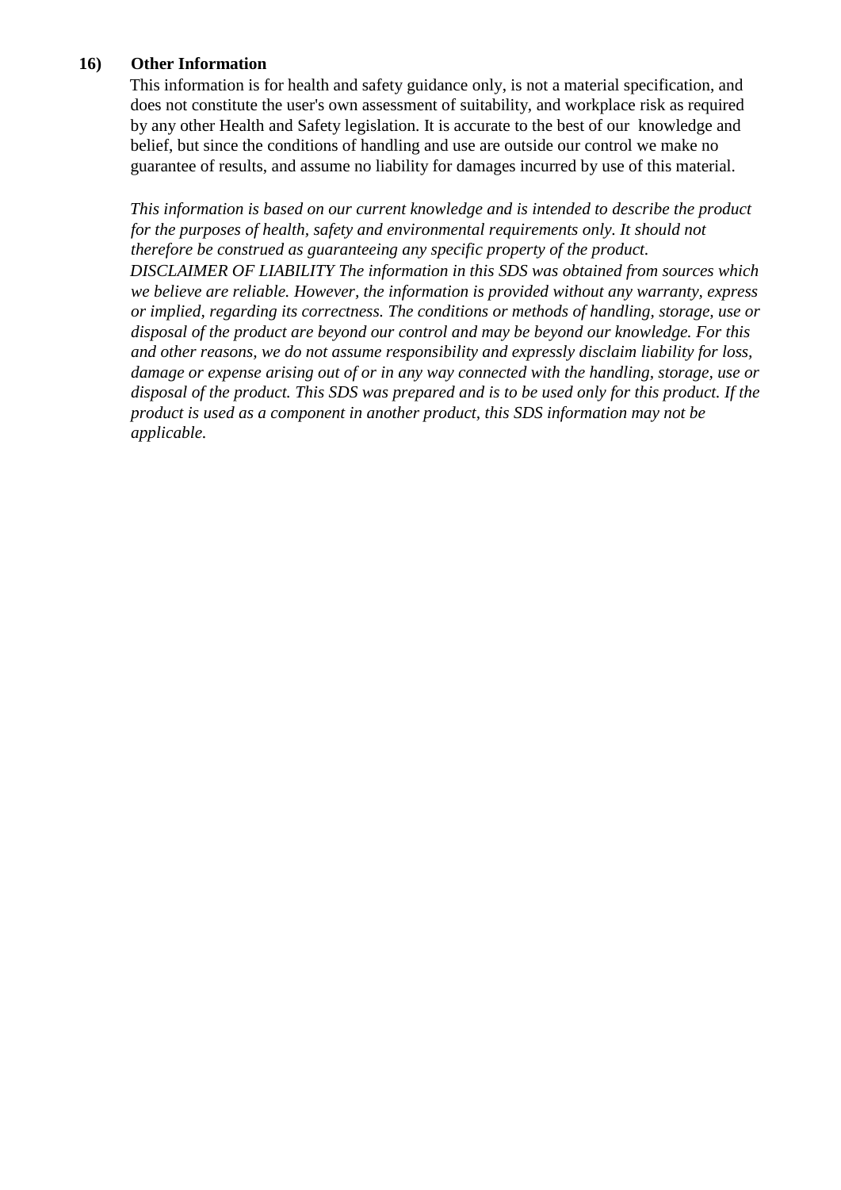## 16) Other Information

This information is for health and safety guidance only, is not a material specification, and does not constitute the user's own assessment of suitability, and workplace risk as required by any other Health and Safety legislation. It is accurate to the best of our knowledge and belief, but since the conditions of handling and use are outside our control we make no guarantee of results, and assume no liability for damages incurred by use of this material.

*This information is based on our current knowledge and is intended to describe the product for the purposes of health, safety and environmental requirements only. It should not therefore be construed as guaranteeing any specific property of the product.*
*DISCLAIMER OF LIABILITY The information in this SDS was obtained from sources which we believe are reliable. However, the information is provided without any warranty, express or implied, regarding its correctness. The conditions or methods of handling, storage, use or disposal of the product are beyond our control and may be beyond our knowledge. For this and other reasons, we do not assume responsibility and expressly disclaim liability for loss, damage or expense arising out of or in any way connected with the handling, storage, use or disposal of the product. This SDS was prepared and is to be used only for this product. If the product is used as a component in another product, this SDS information may not be applicable.*